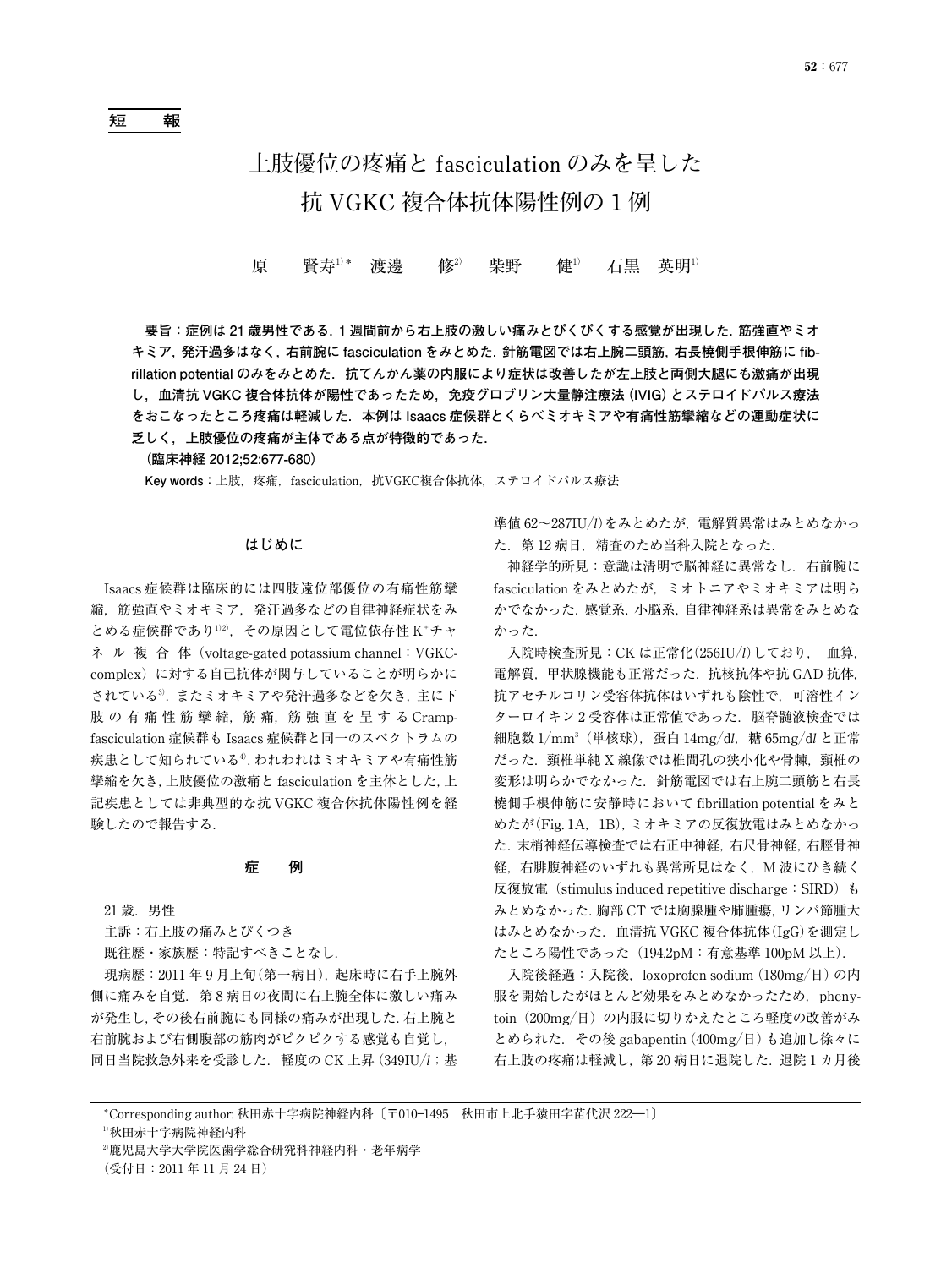短　報

# 上肢優位の疼痛と fasciculation のみを呈した抗 VGKC 複合体抗体陽性例の 1 例

原　賢寿[1)*]　渡邊　修[2)]　柴野　健[1)]　石黒　英明[1)]

**要旨：症例は 21 歳男性である．1 週間前から右上肢の激しい痛みとぴくぴくする感覚が出現した．筋強直やミオキミア，発汗過多はなく，右前腕に fasciculation をみとめた．針筋電図では右上腕二頭筋，右長橈側手根伸筋に fibrillation potential のみをみとめた．抗てんかん薬の内服により症状は改善したが左上肢と両側大腿にも激痛が出現し，血清抗 VGKC 複合体抗体が陽性であったため，免疫グロブリン大量静注療法（IVIG）とステロイドパルス療法をおこなったところ疼痛は軽減した．本例は Isaacs 症候群とくらべミオキミアや有痛性筋攣縮などの運動症状に乏しく，上肢優位の疼痛が主体である点が特徴的であった．**

**（臨床神経 2012;52:677-680）**

**Key words：**上肢，疼痛，fasciculation，抗VGKC複合体抗体，ステロイドパルス療法

## はじめに

Isaacs 症候群は臨床的には四肢遠位部優位の有痛性筋攣縮，筋強直やミオキミア，発汗過多などの自律神経症状をみとめる症候群であり[1)2)]，その原因として電位依存性 $K^+$ チャネル複合体（voltage-gated potassium channel：VGKC-complex）に対する自己抗体が関与していることが明らかにされている[3)]．またミオキミアや発汗過多などを欠き，主に下肢の有痛性筋攣縮，筋痛，筋強直を呈する Cramp-fasciculation 症候群も Isaacs 症候群と同一のスペクトラムの疾患として知られている[4)]．われわれはミオキミアや有痛性筋攣縮を欠き，上肢優位の激痛と fasciculation を主体とした，上記疾患としては非典型的な抗 VGKC 複合体抗体陽性例を経験したので報告する．

## 症　例

21 歳．男性

主訴：右上肢の痛みとぴくつき

既往歴・家族歴：特記すべきことなし．

現病歴：2011 年 9 月上旬（第一病日），起床時に右手上腕外側に痛みを自覚．第 8 病日の夜間に右上腕全体に激しい痛みが発生し，その後右前腕にも同様の痛みが出現した．右上腕と右前腕および右側腹部の筋肉がピクピクする感覚も自覚し，同日当院救急外来を受診した．軽度の CK 上昇（349IU/*l*；基準値 62～287IU/*l*）をみとめたが，電解質異常はみとめなかった．第 12 病日，精査のため当科入院となった．

神経学的所見：意識は清明で脳神経に異常なし．右前腕に fasciculation をみとめたが，ミオトニアやミオキミアは明らかでなかった．感覚系，小脳系，自律神経系は異常をみとめなかった．

入院時検査所見：CK は正常化（256IU/*l*）しており，血算，電解質，甲状腺機能も正常だった．抗核抗体や抗 GAD 抗体，抗アセチルコリン受容体抗体はいずれも陰性で，可溶性インターロイキン 2 受容体は正常値であった．脳脊髄液検査では細胞数 1/mm$^3$（単核球），蛋白 14mg/*dl*，糖 65mg/*dl* と正常だった．頸椎単純 X 線像では椎間孔の狭小化や骨棘，頸椎の変形は明らかでなかった．針筋電図では右上腕二頭筋と右長橈側手根伸筋に安静時において fibrillation potential をみとめたが（Fig. 1A，1B），ミオキミアの反復放電はみとめなかった．末梢神経伝導検査では右正中神経，右尺骨神経，右脛骨神経，右腓腹神経のいずれも異常所見はなく，M 波にひき続く反復放電（stimulus induced repetitive discharge：SIRD）もみとめなかった．胸部 CT では胸腺腫や肺腫瘍，リンパ節腫大はみとめなかった．血清抗 VGKC 複合体抗体（IgG）を測定したところ陽性であった（194.2pM：有意基準 100pM 以上）．

入院後経過：入院後，loxoprofen sodium（180mg/日）の内服を開始したがほとんど効果をみとめなかったため，phenytoin（200mg/日）の内服に切りかえたところ軽度の改善がみとめられた．その後 gabapentin（400mg/日）も追加し徐々に右上肢の疼痛は軽減し，第 20 病日に退院した．退院 1 カ月後

*Corresponding author: 秋田赤十字病院神経内科〔〒010-1495　秋田市上北手猿田字苗代沢 222―1〕
[1)]秋田赤十字病院神経内科
[2)]鹿児島大学大学院医歯学総合研究科神経内科・老年病学
（受付日：2011 年 11 月 24 日）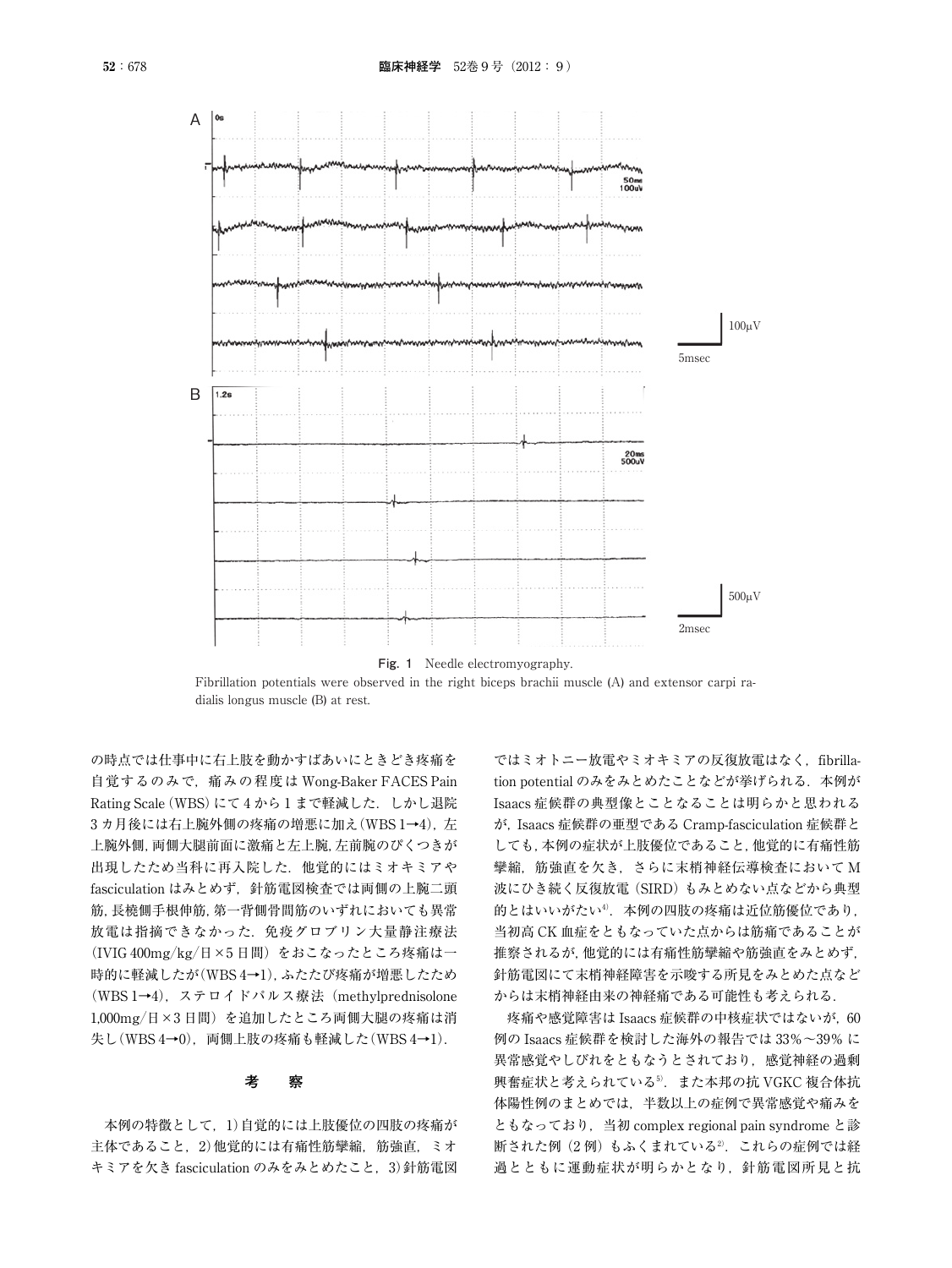**Fig. 1** Needle electromyography.

Fibrillation potentials were observed in the right biceps brachii muscle (A) and extensor carpi radialis longus muscle (B) at rest.

の時点では仕事中に右上肢を動かすばあいにときどき疼痛を自覚するのみで，痛みの程度はWong-Baker FACES Pain Rating Scale（WBS）にて4から1まで軽減した．しかし退院3カ月後には右上腕外側の疼痛の増悪に加え（WBS 1→4），左上腕外側，両側大腿前面に激痛と左上腕，左前腕のぴくつきが出現したため当科に再入院した．他覚的にはミオキミアやfasciculationはみとめず，針筋電図検査では両側の上腕二頭筋，長橈側手根伸筋，第一背側骨間筋のいずれにおいても異常放電は指摘できなかった．免疫グロブリン大量静注療法（IVIG 400mg/kg/日×5日間）をおこなったところ疼痛は一時的に軽減したが（WBS 4→1），ふたたび疼痛が増悪したため（WBS 1→4），ステロイドパルス療法（methylprednisolone 1,000mg/日×3日間）を追加したところ両側大腿の疼痛は消失し（WBS 4→0），両側上肢の疼痛も軽減した（WBS 4→1）．

## 考　察

本例の特徴として，1)自覚的には上肢優位の四肢の疼痛が主体であること，2)他覚的には有痛性筋攣縮，筋強直，ミオキミアを欠きfasciculationのみをみとめたこと，3)針筋電図ではミオトニー放電やミオキミアの反復放電はなく，fibrillation potentialのみをみとめたことなどが挙げられる．本例がIsaacs症候群の典型像とことなることは明らかと思われるが，Isaacs症候群の亜型であるCramp-fasciculation症候群としても，本例の症状が上肢優位であること，他覚的に有痛性筋攣縮，筋強直を欠き，さらに末梢神経伝導検査においてM波にひき続く反復放電（SIRD）もみとめない点などから典型的とはいいがたい[4]．本例の四肢の疼痛は近位筋優位であり，当初高CK血症をともなっていた点からは筋痛であることが推察されるが，他覚的には有痛性筋攣縮や筋強直をみとめず，針筋電図にて末梢神経障害を示唆する所見をみとめた点などからは末梢神経由来の神経痛である可能性も考えられる．

疼痛や感覚障害はIsaacs症候群の中核症状ではないが，60例のIsaacs症候群を検討した海外の報告では33%～39%に異常感覚やしびれをともなうとされており，感覚神経の過剰興奮症状と考えられている[5]．また本邦の抗VGKC複合体抗体陽性例のまとめでは，半数以上の症例で異常感覚や痛みをともなっており，当初complex regional pain syndromeと診断された例（2例）もふくまれている[2]．これらの症例では経過とともに運動症状が明らかとなり，針筋電図所見と抗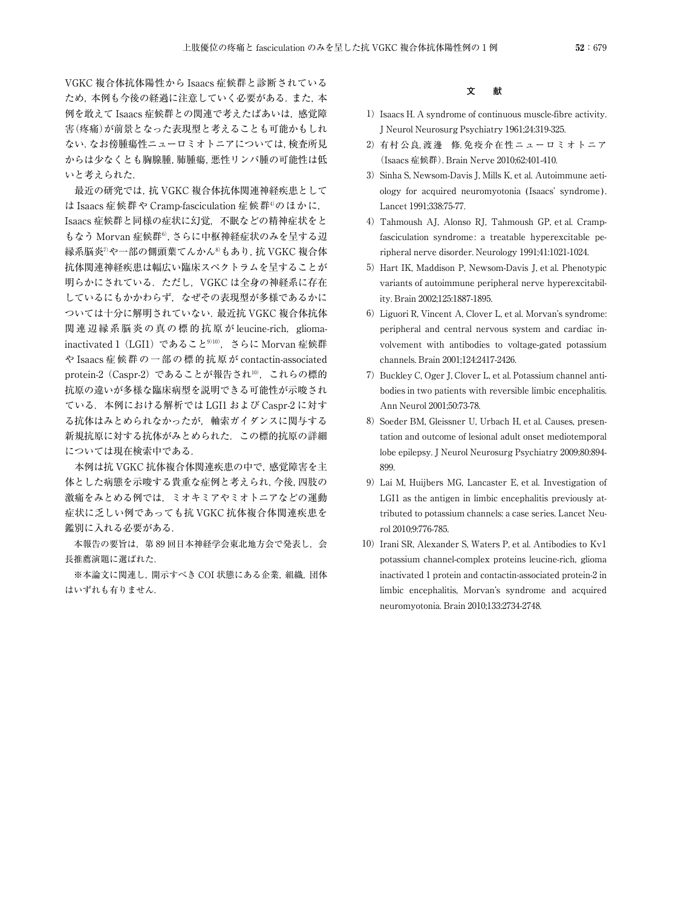VGKC 複合体抗体陽性から Isaacs 症候群と診断されているため，本例も今後の経過に注意していく必要がある．また，本例を敢えて Isaacs 症候群との関連で考えたばあいは，感覚障害(疼痛)が前景となった表現型と考えることも可能かもしれない．なお傍腫瘍性ニューロミオトニアについては，検査所見からは少なくとも胸腺腫，肺腫瘍，悪性リンパ腫の可能性は低いと考えられた．

最近の研究では，抗 VGKC 複合体抗体関連神経疾患としては Isaacs 症候群や Cramp-fasciculation 症候群[4]のほかに，Isaacs 症候群と同様の症状に幻覚，不眠などの精神症状をともなう Morvan 症候群[6]，さらに中枢神経症状のみを呈する辺縁系脳炎[7]や一部の側頭葉てんかん[8]もあり，抗 VGKC 複合体抗体関連神経疾患は幅広い臨床スペクトラムを呈することが明らかにされている．ただし，VGKC は全身の神経系に存在しているにもかかわらず，なぜその表現型が多様であるかについては十分に解明されていない．最近抗 VGKC 複合体抗体関連辺縁系脳炎の真の標的抗原が leucine-rich, glioma-inactivated 1（LGI1）であること[9,10]，さらに Morvan 症候群や Isaacs 症候群の一部の標的抗原が contactin-associated protein-2（Caspr-2）であることが報告され[10]，これらの標的抗原の違いが多様な臨床病型を説明できる可能性が示唆されている．本例における解析では LGI1 および Caspr-2 に対する抗体はみとめられなかったが，軸索ガイダンスに関与する新規抗原に対する抗体がみとめられた．この標的抗原の詳細については現在検索中である．

本例は抗 VGKC 抗体複合体関連疾患の中で，感覚障害を主体とした病態を示唆する貴重な症例と考えられ，今後，四肢の激痛をみとめる例では，ミオキミアやミオトニアなどの運動症状に乏しい例であっても抗 VGKC 抗体複合体関連疾患を鑑別に入れる必要がある．

本報告の要旨は，第 89 回日本神経学会東北地方会で発表し，会長推薦演題に選ばれた．

※本論文に関連し，開示すべき COI 状態にある企業，組織，団体はいずれも有りません．

## 文　献

1) Isaacs H. A syndrome of continuous muscle-fibre activity. J Neurol Neurosurg Psychiatry 1961;24:319-325.
2) 有村公良，渡邊　修．免疫介在性ニューロミオトニア（Isaacs 症候群）．Brain Nerve 2010;62:401-410.
3) Sinha S, Newsom-Davis J, Mills K, et al. Autoimmune aetiology for acquired neuromyotonia (Isaacs' syndrome). Lancet 1991;338:75-77.
4) Tahmoush AJ, Alonso RJ, Tahmoush GP, et al. Cramp-fasciculation syndrome: a treatable hyperexcitable peripheral nerve disorder. Neurology 1991;41:1021-1024.
5) Hart IK, Maddison P, Newsom-Davis J, et al. Phenotypic variants of autoimmune peripheral nerve hyperexcitability. Brain 2002;125:1887-1895.
6) Liguori R, Vincent A, Clover L, et al. Morvan's syndrome: peripheral and central nervous system and cardiac involvement with antibodies to voltage-gated potassium channels. Brain 2001;124:2417-2426.
7) Buckley C, Oger J, Clover L, et al. Potassium channel antibodies in two patients with reversible limbic encephalitis. Ann Neurol 2001;50:73-78.
8) Soeder BM, Gleissner U, Urbach H, et al. Causes, presentation and outcome of lesional adult onset mediotemporal lobe epilepsy. J Neurol Neurosurg Psychiatry 2009;80:894-899.
9) Lai M, Huijbers MG, Lancaster E, et al. Investigation of LGI1 as the antigen in limbic encephalitis previously attributed to potassium channels: a case series. Lancet Neurol 2010;9:776-785.
10) Irani SR, Alexander S, Waters P, et al. Antibodies to Kv1 potassium channel-complex proteins leucine-rich, glioma inactivated 1 protein and contactin-associated protein-2 in limbic encephalitis, Morvan's syndrome and acquired neuromyotonia. Brain 2010;133:2734-2748.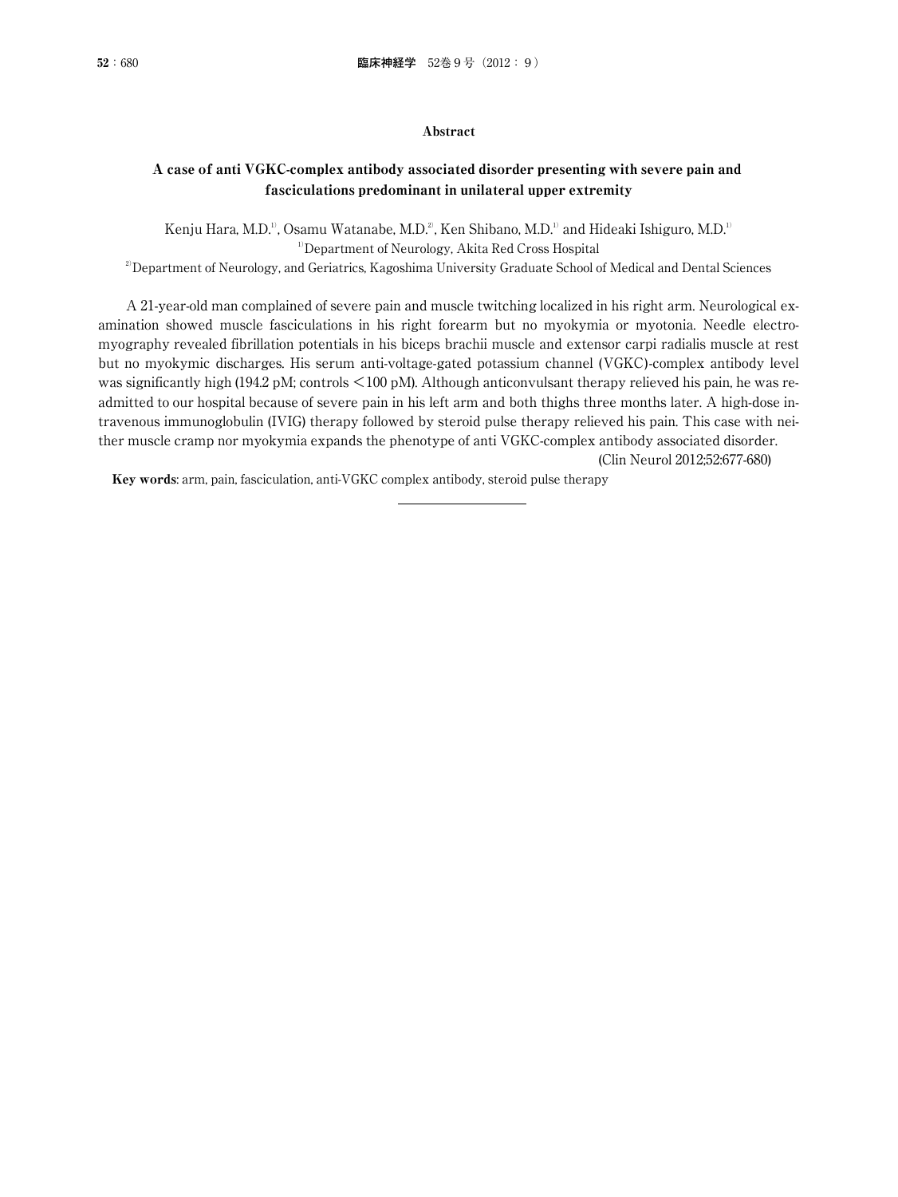## Abstract

### A case of anti VGKC-complex antibody associated disorder presenting with severe pain and fasciculations predominant in unilateral upper extremity

Kenju Hara, M.D.[1], Osamu Watanabe, M.D.[2], Ken Shibano, M.D.[1] and Hideaki Ishiguro, M.D.[1]

[1] Department of Neurology, Akita Red Cross Hospital

[2] Department of Neurology, and Geriatrics, Kagoshima University Graduate School of Medical and Dental Sciences

A 21-year-old man complained of severe pain and muscle twitching localized in his right arm. Neurological examination showed muscle fasciculations in his right forearm but no myokymia or myotonia. Needle electromyography revealed fibrillation potentials in his biceps brachii muscle and extensor carpi radialis muscle at rest but no myokymic discharges. His serum anti-voltage-gated potassium channel (VGKC)-complex antibody level was significantly high (194.2 pM; controls <100 pM). Although anticonvulsant therapy relieved his pain, he was readmitted to our hospital because of severe pain in his left arm and both thighs three months later. A high-dose intravenous immunoglobulin (IVIG) therapy followed by steroid pulse therapy relieved his pain. This case with neither muscle cramp nor myokymia expands the phenotype of anti VGKC-complex antibody associated disorder.

(Clin Neurol 2012;52:677-680)

**Key words**: arm, pain, fasciculation, anti-VGKC complex antibody, steroid pulse therapy